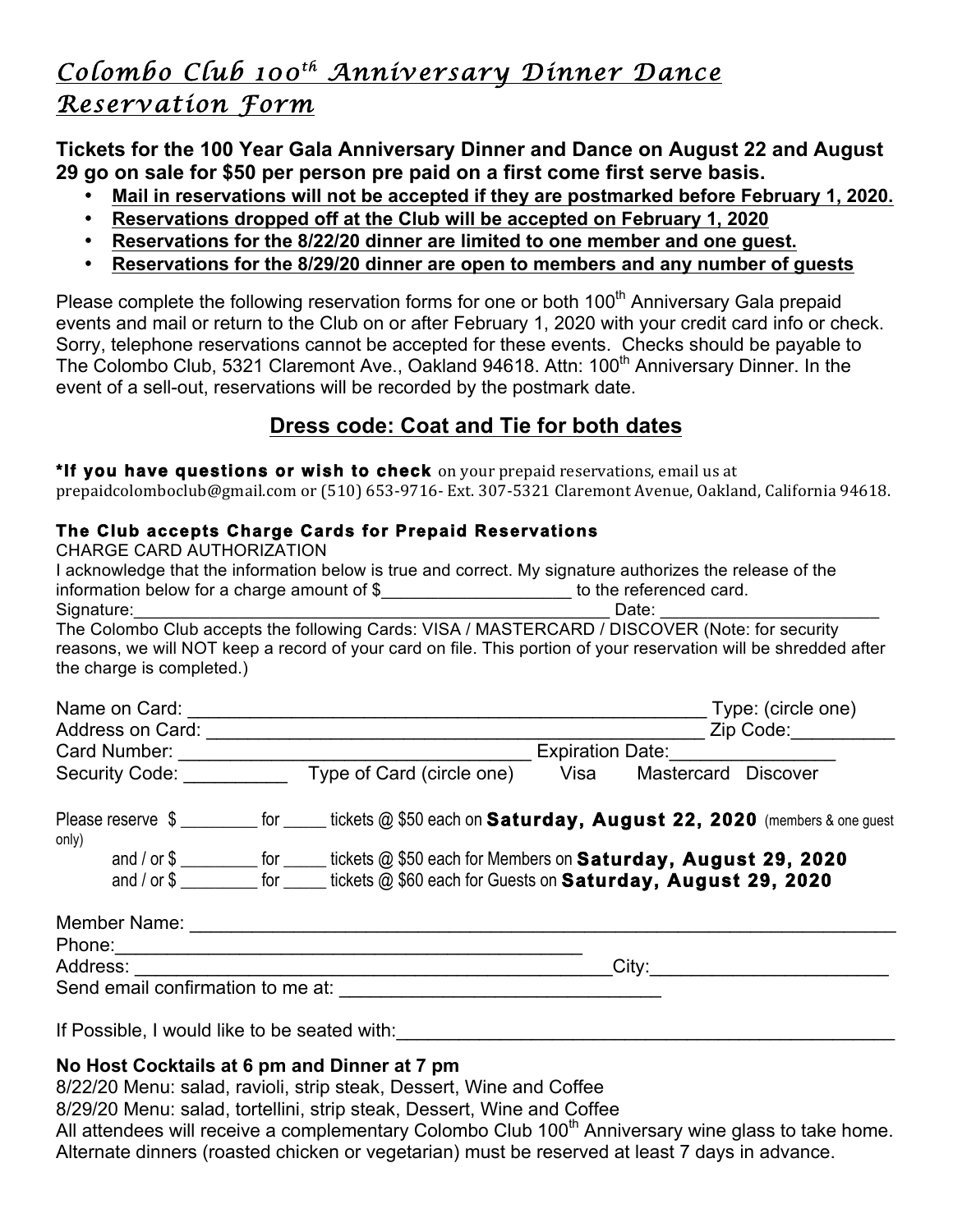# *Colombo Club 100th Anniversary Dinner Dance Reservation Form*

**Tickets for the 100 Year Gala Anniversary Dinner and Dance on August 22 and August 29 go on sale for $50 per person pre paid on a first come first serve basis.**

- **Mail in reservations will not be accepted if they are postmarked before February 1, 2020.**
- **Reservations dropped off at the Club will be accepted on February 1, 2020**
- **Reservations for the 8/22/20 dinner are limited to one member and one guest.**
- **Reservations for the 8/29/20 dinner are open to members and any number of guests**

Please complete the following reservation forms for one or both 100th Anniversary Gala prepaid events and mail or return to the Club on or after February 1, 2020 with your credit card info or check. Sorry, telephone reservations cannot be accepted for these events. Checks should be payable to The Colombo Club, 5321 Claremont Ave., Oakland 94618. Attn: 100th Anniversary Dinner. In the event of a sell-out, reservations will be recorded by the postmark date.

## Dress code: Coat and Tie for both dates

**\*If you have questions or wish to check** on your prepaid reservations, email us at prepaidcolomboclub@gmail.com or (510) 653-9716- Ext. 307-5321 Claremont Avenue, Oakland, California 94618.

**The Club accepts Charge Cards for Prepaid Reservations**

CHARGE CARD AUTHORIZATION

I acknowledge that the information below is true and correct. My signature authorizes the release of the information below for a charge amount of $____________________ to the referenced card.

Signature:__________________________________________________ Date: ______________________

The Colombo Club accepts the following Cards: VISA / MASTERCARD / DISCOVER (Note: for security reasons, we will NOT keep a record of your card on file. This portion of your reservation will be shredded after the charge is completed.)

Name on Card: ____________________________________________________ Type: (circle one)

Address on Card: __________________________________________________ Zip Code:__________

Card Number: __________________________________ Expiration Date:________________

Security Code: __________ Type of Card (circle one) Visa Mastercard Discover

Please reserve $ _________ for _____ tickets @ $50 each on **Saturday, August 22, 2020** (members & one guest only)

and / or $ _________ for _____ tickets @ $50 each for Members on **Saturday, August 29, 2020**

and / or $ _________ for _____ tickets @ $60 each for Guests on **Saturday, August 29, 2020**

Member Name: ______________________________________________________________________

Phone:_____________________________________________

Address: ______________________________________________City:______________________

Send email confirmation to me at: ______________________________

If Possible, I would like to be seated with:_________________________________________________

**No Host Cocktails at 6 pm and Dinner at 7 pm**

8/22/20 Menu: salad, ravioli, strip steak, Dessert, Wine and Coffee

8/29/20 Menu: salad, tortellini, strip steak, Dessert, Wine and Coffee

All attendees will receive a complementary Colombo Club 100th Anniversary wine glass to take home. Alternate dinners (roasted chicken or vegetarian) must be reserved at least 7 days in advance.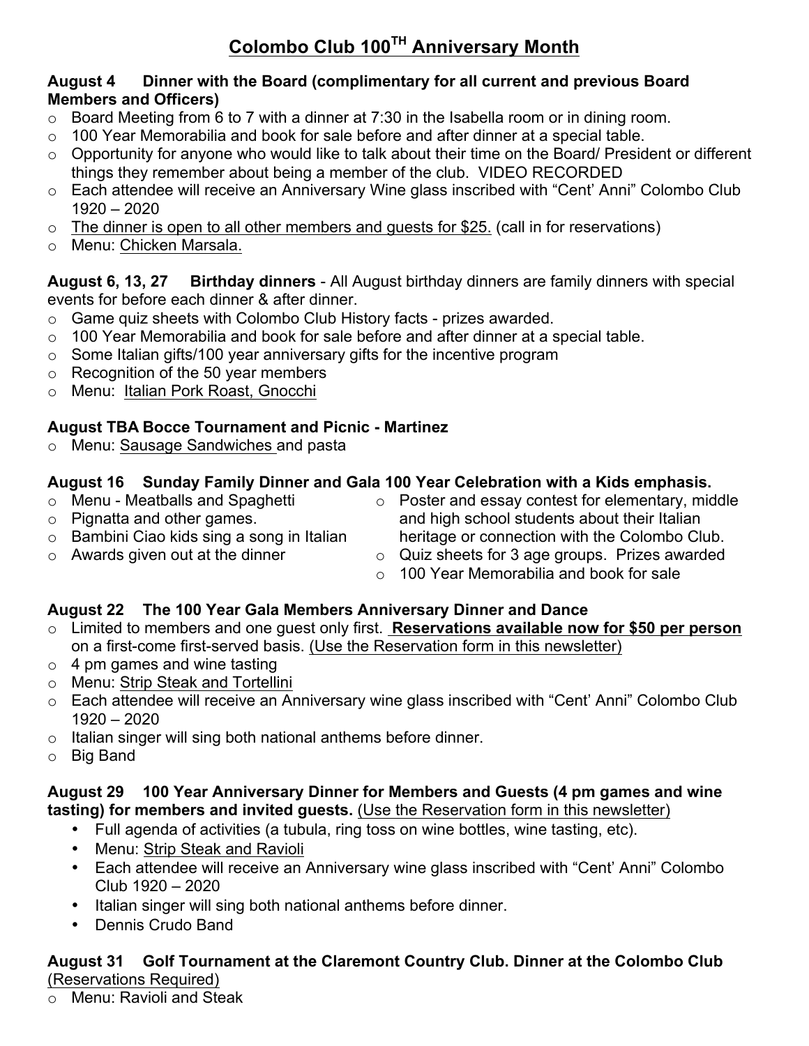# Colombo Club 100TH Anniversary Month

**August 4 Dinner with the Board (complimentary for all current and previous Board Members and Officers)**

- Board Meeting from 6 to 7 with a dinner at 7:30 in the Isabella room or in dining room.
- 100 Year Memorabilia and book for sale before and after dinner at a special table.
- Opportunity for anyone who would like to talk about their time on the Board/ President or different things they remember about being a member of the club. VIDEO RECORDED
- Each attendee will receive an Anniversary Wine glass inscribed with "Cent' Anni" Colombo Club 1920 – 2020
- The dinner is open to all other members and guests for $25. (call in for reservations)
- Menu: Chicken Marsala.

**August 6, 13, 27 Birthday dinners** - All August birthday dinners are family dinners with special events for before each dinner & after dinner.

- Game quiz sheets with Colombo Club History facts - prizes awarded.
- 100 Year Memorabilia and book for sale before and after dinner at a special table.
- Some Italian gifts/100 year anniversary gifts for the incentive program
- Recognition of the 50 year members
- Menu: Italian Pork Roast, Gnocchi

**August TBA Bocce Tournament and Picnic - Martinez**

- Menu: Sausage Sandwiches and pasta

**August 16 Sunday Family Dinner and Gala 100 Year Celebration with a Kids emphasis.**

- Menu - Meatballs and Spaghetti
- Pignatta and other games.
- Bambini Ciao kids sing a song in Italian
- Awards given out at the dinner
- Poster and essay contest for elementary, middle and high school students about their Italian heritage or connection with the Colombo Club.
- Quiz sheets for 3 age groups. Prizes awarded
- 100 Year Memorabilia and book for sale

**August 22 The 100 Year Gala Members Anniversary Dinner and Dance**

- Limited to members and one guest only first. **Reservations available now for $50 per person** on a first-come first-served basis. (Use the Reservation form in this newsletter)
- 4 pm games and wine tasting
- Menu: Strip Steak and Tortellini
- Each attendee will receive an Anniversary wine glass inscribed with "Cent' Anni" Colombo Club 1920 – 2020
- Italian singer will sing both national anthems before dinner.
- Big Band

**August 29 100 Year Anniversary Dinner for Members and Guests (4 pm games and wine tasting) for members and invited guests.** (Use the Reservation form in this newsletter)

- Full agenda of activities (a tubula, ring toss on wine bottles, wine tasting, etc).
- Menu: Strip Steak and Ravioli
- Each attendee will receive an Anniversary wine glass inscribed with "Cent' Anni" Colombo Club 1920 – 2020
- Italian singer will sing both national anthems before dinner.
- Dennis Crudo Band

**August 31 Golf Tournament at the Claremont Country Club. Dinner at the Colombo Club** (Reservations Required)

- Menu: Ravioli and Steak